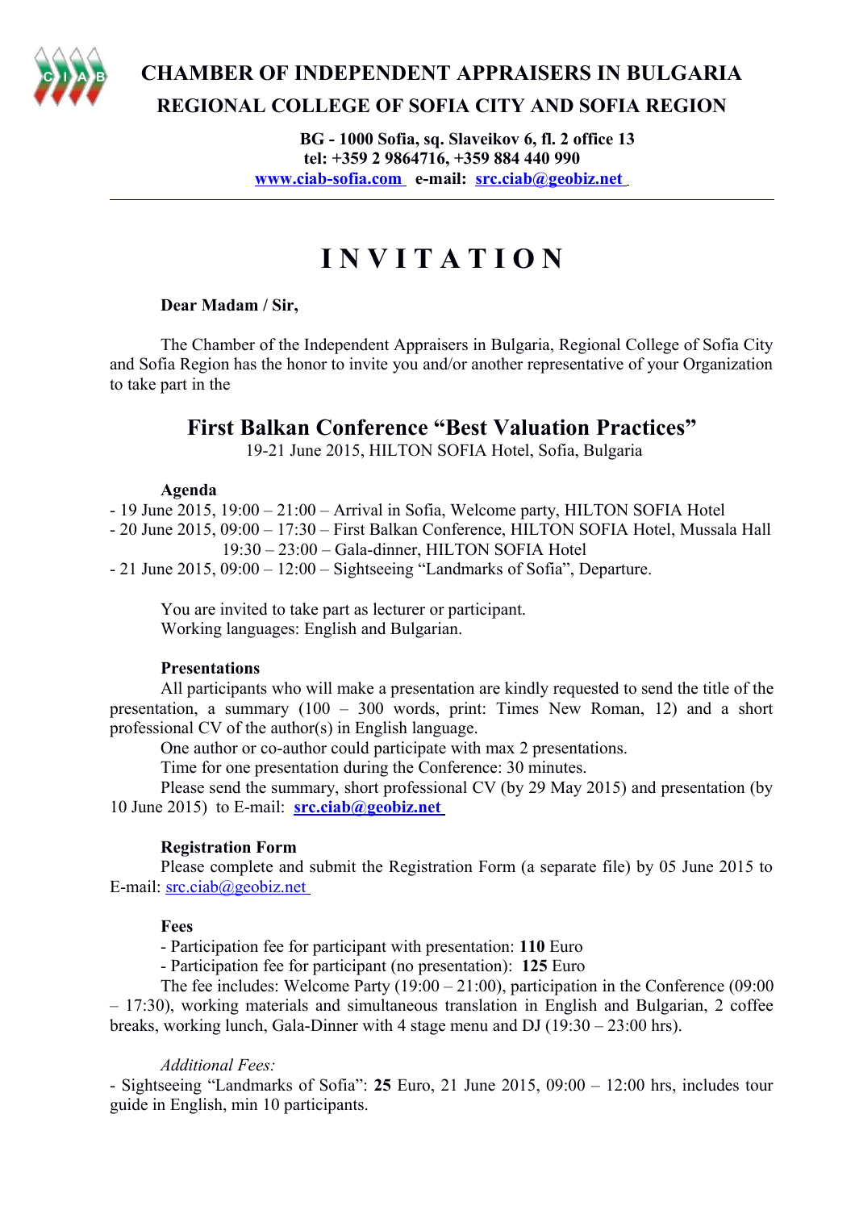# CHAMBER OF INDEPENDENT APPRAISERS IN BULGARIA

## REGIONAL COLLEGE OF SOFIA CITY AND SOFIA REGION

**BG - 1000 Sofia, sq. Slaveikov 6, fl. 2 office 13**
**tel: +359 2 9864716, +359 884 440 990**
**www.ciab-sofia.com e-mail: src.ciab@geobiz.net**

---

# I N V I T A T I O N

**Dear Madam / Sir,**

The Chamber of the Independent Appraisers in Bulgaria, Regional College of Sofia City and Sofia Region has the honor to invite you and/or another representative of your Organization to take part in the

## First Balkan Conference "Best Valuation Practices"

19-21 June 2015, HILTON SOFIA Hotel, Sofia, Bulgaria

**Agenda**

- 19 June 2015, 19:00 – 21:00 – Arrival in Sofia, Welcome party, HILTON SOFIA Hotel
- 20 June 2015, 09:00 – 17:30 – First Balkan Conference, HILTON SOFIA Hotel, Mussala Hall
  19:30 – 23:00 – Gala-dinner, HILTON SOFIA Hotel
- 21 June 2015, 09:00 – 12:00 – Sightseeing "Landmarks of Sofia", Departure.

You are invited to take part as lecturer or participant.
Working languages: English and Bulgarian.

**Presentations**

All participants who will make a presentation are kindly requested to send the title of the presentation, a summary (100 – 300 words, print: Times New Roman, 12) and a short professional CV of the author(s) in English language.

One author or co-author could participate with max 2 presentations.

Time for one presentation during the Conference: 30 minutes.

Please send the summary, short professional CV (by 29 May 2015) and presentation (by 10 June 2015) to E-mail: **src.ciab@geobiz.net**

**Registration Form**

Please complete and submit the Registration Form (a separate file) by 05 June 2015 to E-mail: src.ciab@geobiz.net

**Fees**

- Participation fee for participant with presentation: **110** Euro
- Participation fee for participant (no presentation): **125** Euro

The fee includes: Welcome Party (19:00 – 21:00), participation in the Conference (09:00 – 17:30), working materials and simultaneous translation in English and Bulgarian, 2 coffee breaks, working lunch, Gala-Dinner with 4 stage menu and DJ (19:30 – 23:00 hrs).

*Additional Fees:*

- Sightseeing "Landmarks of Sofia": **25** Euro, 21 June 2015, 09:00 – 12:00 hrs, includes tour guide in English, min 10 participants.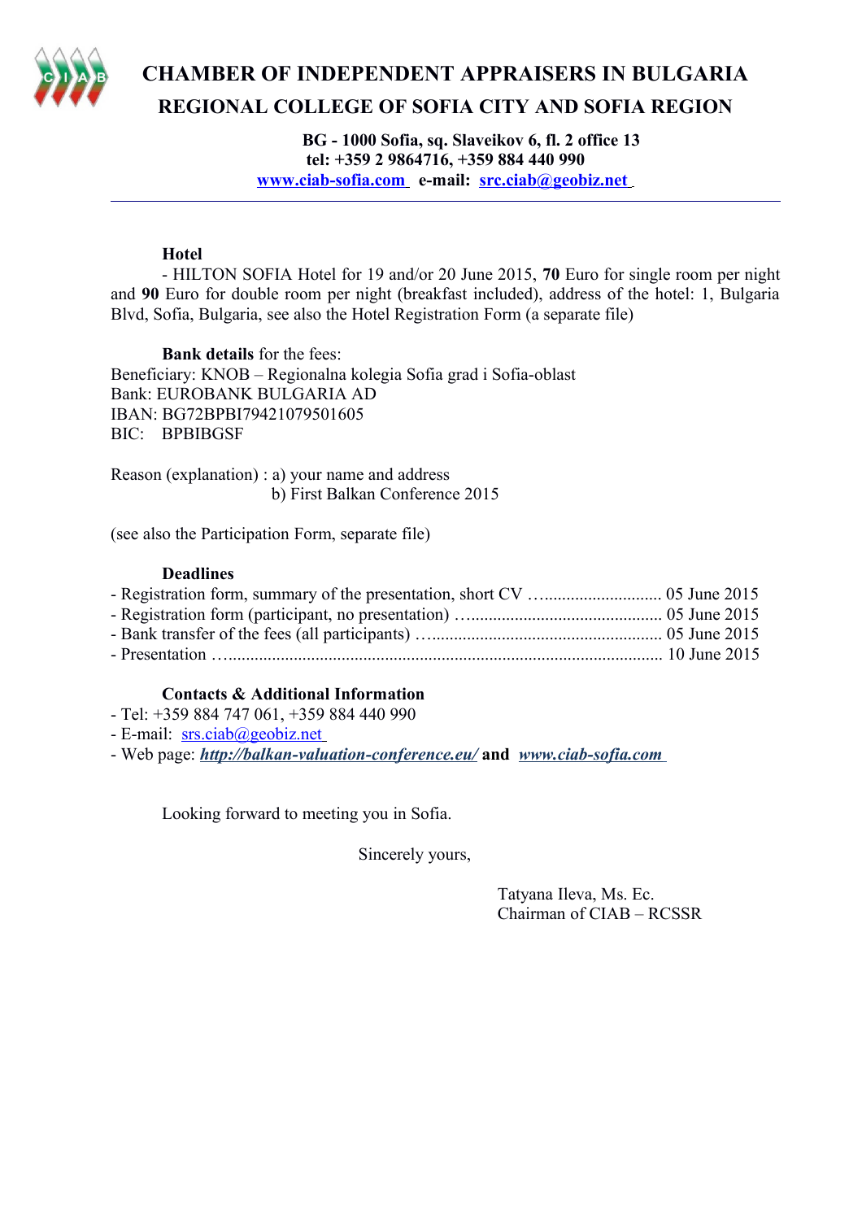# CHAMBER OF INDEPENDENT APPRAISERS IN BULGARIA

## REGIONAL COLLEGE OF SOFIA CITY AND SOFIA REGION

**BG - 1000 Sofia, sq. Slaveikov 6, fl. 2 office 13**
**tel: +359 2 9864716, +359 884 440 990**
**www.ciab-sofia.com e-mail: src.ciab@geobiz.net**

---

**Hotel**

- HILTON SOFIA Hotel for 19 and/or 20 June 2015, **70** Euro for single room per night and **90** Euro for double room per night (breakfast included), address of the hotel: 1, Bulgaria Blvd, Sofia, Bulgaria, see also the Hotel Registration Form (a separate file)

**Bank details** for the fees:
Beneficiary: KNOB – Regionalna kolegia Sofia grad i Sofia-oblast
Bank: EUROBANK BULGARIA AD
IBAN: BG72BPBI79421079501605
BIC: BPBIBGSF

Reason (explanation) : a) your name and address
b) First Balkan Conference 2015

(see also the Participation Form, separate file)

**Deadlines**

- Registration form, summary of the presentation, short CV ............................ 05 June 2015
- Registration form (participant, no presentation) ............................................. 05 June 2015
- Bank transfer of the fees (all participants) ...................................................... 05 June 2015
- Presentation ..................................................................................................... 10 June 2015

**Contacts & Additional Information**

- Tel: +359 884 747 061, +359 884 440 990
- E-mail: srs.ciab@geobiz.net
- Web page: ***http://balkan-valuation-conference.eu/*** **and** ***www.ciab-sofia.com***

Looking forward to meeting you in Sofia.

Sincerely yours,

Tatyana Ileva, Ms. Ec.
Chairman of CIAB – RCSSR